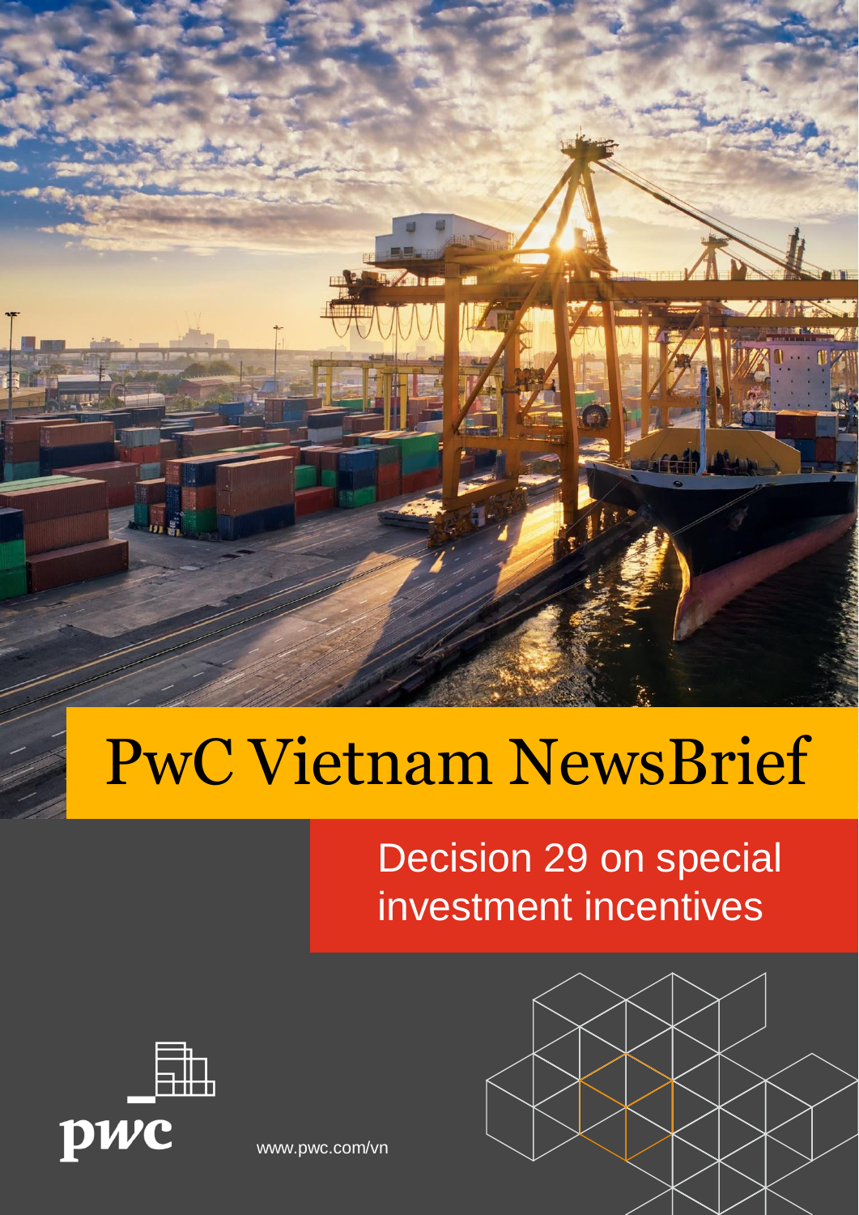# PwC Vietnam NewsBrief

## Decision 29 on special investment incentives

www.pwc.com/vn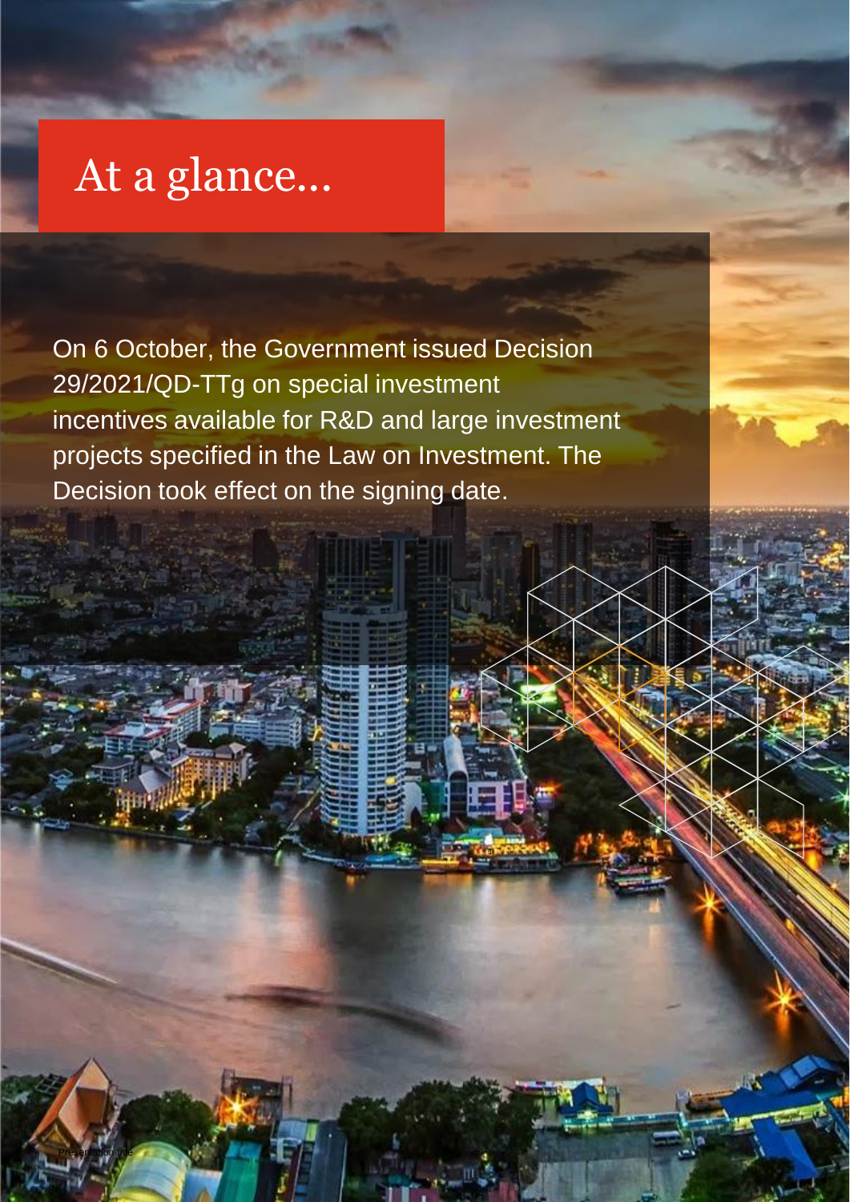# At a glance...

On 6 October, the Government issued Decision 29/2021/QD-TTg on special investment incentives available for R&D and large investment projects specified in the Law on Investment. The Decision took effect on the signing date.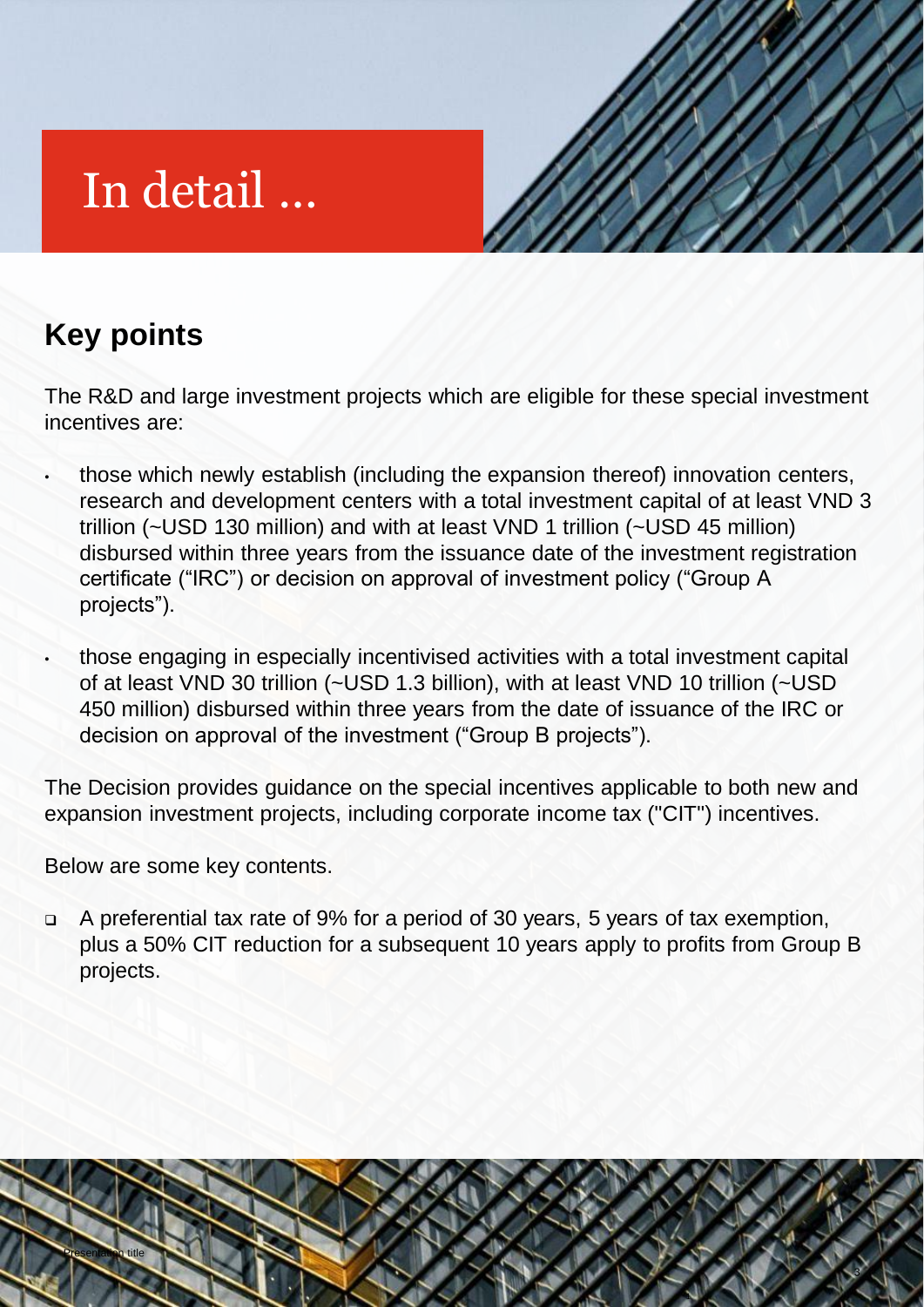# In detail ...

## Key points

The R&D and large investment projects which are eligible for these special investment incentives are:

- those which newly establish (including the expansion thereof) innovation centers, research and development centers with a total investment capital of at least VND 3 trillion (~USD 130 million) and with at least VND 1 trillion (~USD 45 million) disbursed within three years from the issuance date of the investment registration certificate ("IRC") or decision on approval of investment policy ("Group A projects").
- those engaging in especially incentivised activities with a total investment capital of at least VND 30 trillion (~USD 1.3 billion), with at least VND 10 trillion (~USD 450 million) disbursed within three years from the date of issuance of the IRC or decision on approval of the investment ("Group B projects").

The Decision provides guidance on the special incentives applicable to both new and expansion investment projects, including corporate income tax ("CIT") incentives.

Below are some key contents.

- A preferential tax rate of 9% for a period of 30 years, 5 years of tax exemption, plus a 50% CIT reduction for a subsequent 10 years apply to profits from Group B projects.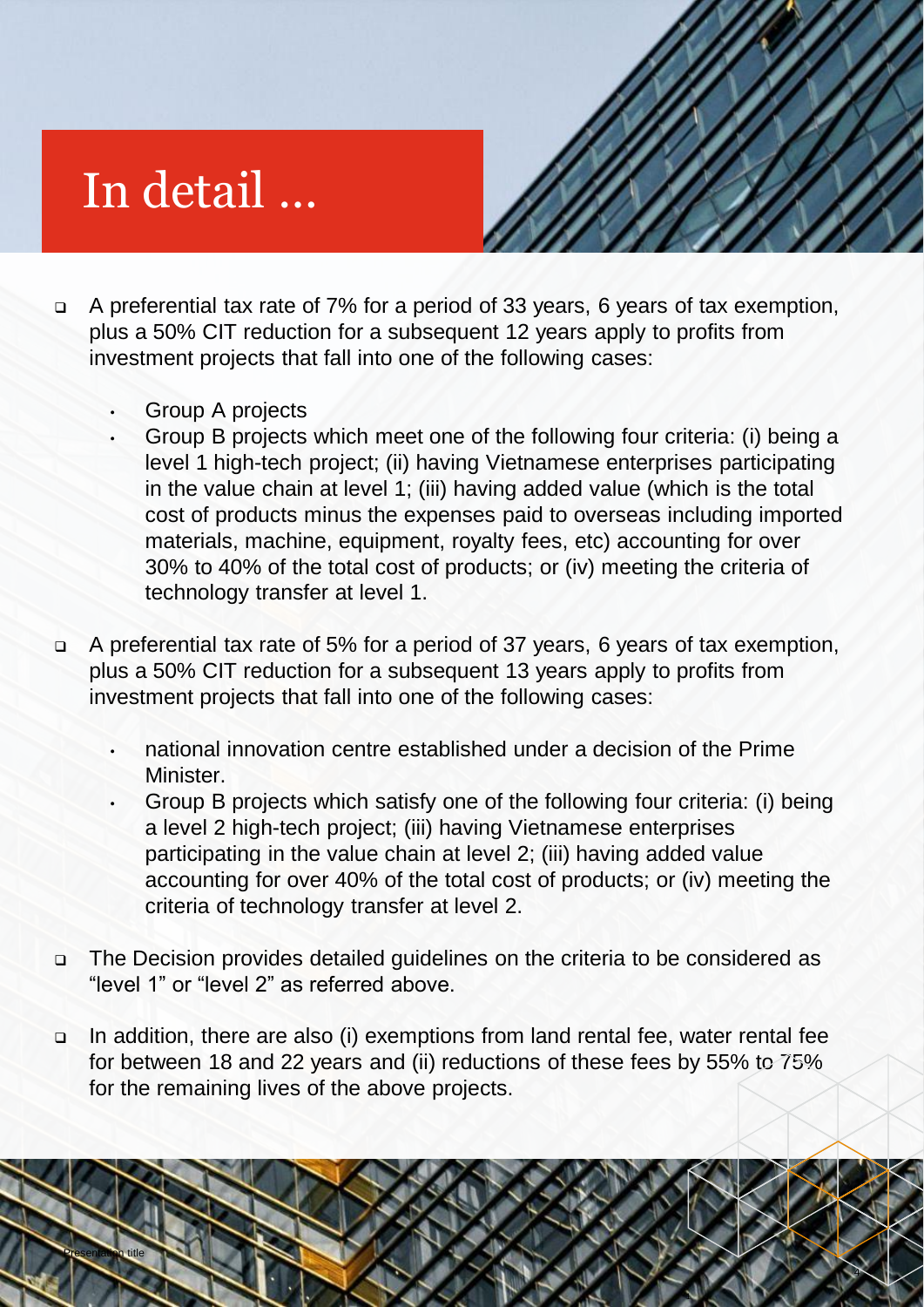# In detail ...

- A preferential tax rate of 7% for a period of 33 years, 6 years of tax exemption, plus a 50% CIT reduction for a subsequent 12 years apply to profits from investment projects that fall into one of the following cases:
  - Group A projects
  - Group B projects which meet one of the following four criteria: (i) being a level 1 high-tech project; (ii) having Vietnamese enterprises participating in the value chain at level 1; (iii) having added value (which is the total cost of products minus the expenses paid to overseas including imported materials, machine, equipment, royalty fees, etc) accounting for over 30% to 40% of the total cost of products; or (iv) meeting the criteria of technology transfer at level 1.

- A preferential tax rate of 5% for a period of 37 years, 6 years of tax exemption, plus a 50% CIT reduction for a subsequent 13 years apply to profits from investment projects that fall into one of the following cases:
  - national innovation centre established under a decision of the Prime Minister.
  - Group B projects which satisfy one of the following four criteria: (i) being a level 2 high-tech project; (iii) having Vietnamese enterprises participating in the value chain at level 2; (iii) having added value accounting for over 40% of the total cost of products; or (iv) meeting the criteria of technology transfer at level 2.

- The Decision provides detailed guidelines on the criteria to be considered as "level 1" or "level 2" as referred above.

- In addition, there are also (i) exemptions from land rental fee, water rental fee for between 18 and 22 years and (ii) reductions of these fees by 55% to 75% for the remaining lives of the above projects.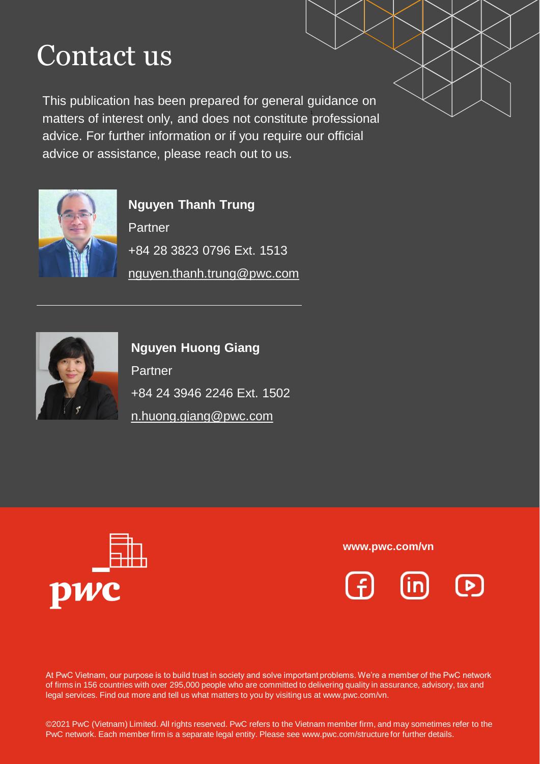# Contact us

This publication has been prepared for general guidance on matters of interest only, and does not constitute professional advice. For further information or if you require our official advice or assistance, please reach out to us.

**Nguyen Thanh Trung**
Partner
+84 28 3823 0796 Ext. 1513
nguyen.thanh.trung@pwc.com

---

**Nguyen Huong Giang**
Partner
+84 24 3946 2246 Ext. 1502
n.huong.giang@pwc.com

**www.pwc.com/vn**

At PwC Vietnam, our purpose is to build trust in society and solve important problems. We're a member of the PwC network of firms in 156 countries with over 295,000 people who are committed to delivering quality in assurance, advisory, tax and legal services. Find out more and tell us what matters to you by visiting us at www.pwc.com/vn.

©2021 PwC (Vietnam) Limited. All rights reserved. PwC refers to the Vietnam member firm, and may sometimes refer to the PwC network. Each member firm is a separate legal entity. Please see www.pwc.com/structure for further details.